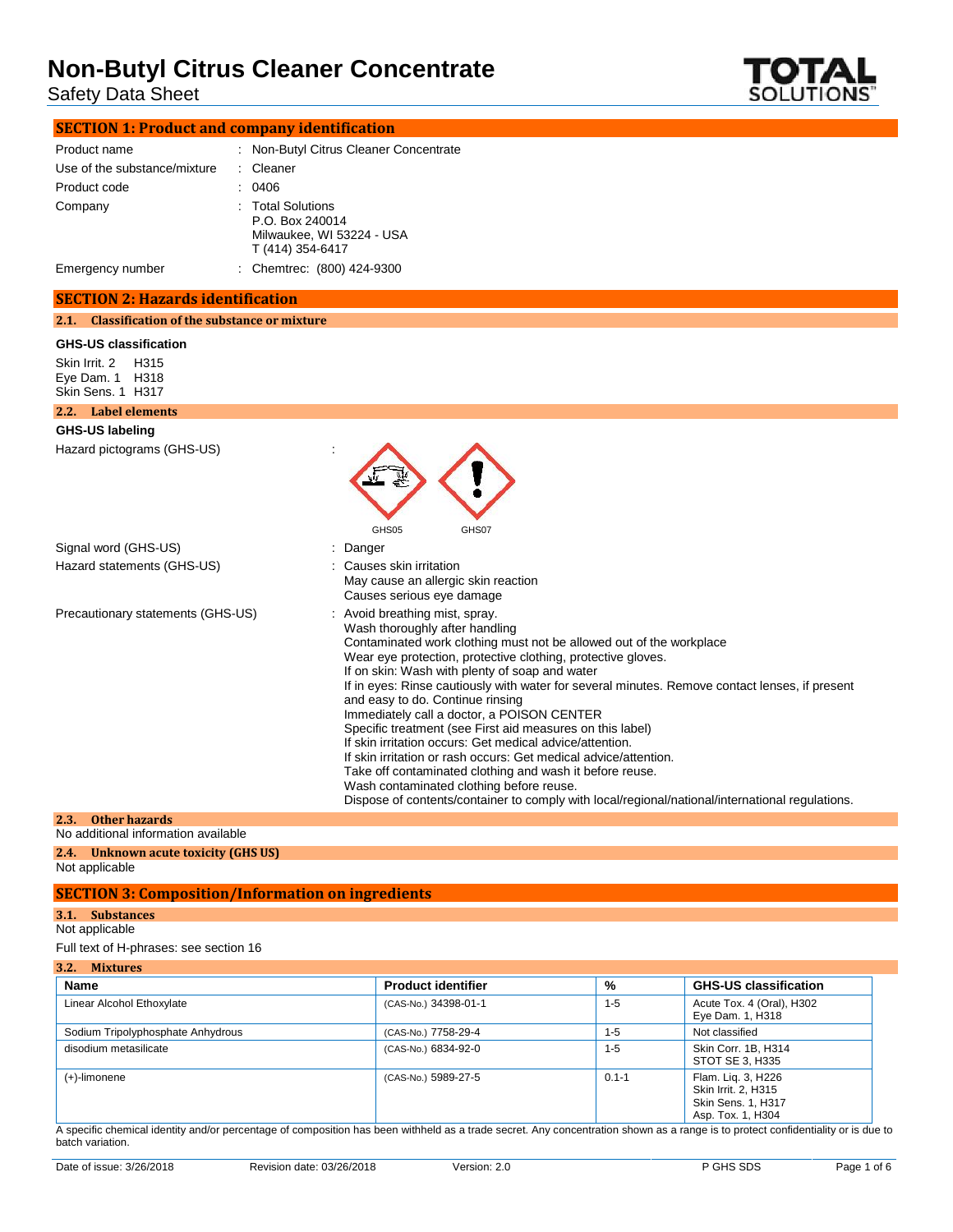# Non-Butyl Citrus Cleaner Concentrate

Safety Data Sheet

## SECTION 1: Product and company identification

| | | |
|---|---|---|
| Product name | : | Non-Butyl Citrus Cleaner Concentrate |
| Use of the substance/mixture | : | Cleaner |
| Product code | : | 0406 |
| Company | : | Total Solutions<br>P.O. Box 240014<br>Milwaukee, WI 53224 - USA<br>T (414) 354-6417 |
| Emergency number | : | Chemtrec: (800) 424-9300 |

## SECTION 2: Hazards identification

### 2.1. Classification of the substance or mixture

**GHS-US classification**

Skin Irrit. 2 H315
Eye Dam. 1 H318
Skin Sens. 1 H317

### 2.2. Label elements

**GHS-US labeling**

Hazard pictograms (GHS-US) : GHS05 GHS07

Signal word (GHS-US) : Danger

Hazard statements (GHS-US) :
Causes skin irritation
May cause an allergic skin reaction
Causes serious eye damage

Precautionary statements (GHS-US) :
Avoid breathing mist, spray.
Wash thoroughly after handling
Contaminated work clothing must not be allowed out of the workplace
Wear eye protection, protective clothing, protective gloves.
If on skin: Wash with plenty of soap and water
If in eyes: Rinse cautiously with water for several minutes. Remove contact lenses, if present and easy to do. Continue rinsing
Immediately call a doctor, a POISON CENTER
Specific treatment (see First aid measures on this label)
If skin irritation occurs: Get medical advice/attention.
If skin irritation or rash occurs: Get medical advice/attention.
Take off contaminated clothing and wash it before reuse.
Wash contaminated clothing before reuse.
Dispose of contents/container to comply with local/regional/national/international regulations.

### 2.3. Other hazards

No additional information available

### 2.4. Unknown acute toxicity (GHS US)

Not applicable

## SECTION 3: Composition/Information on ingredients

### 3.1. Substances

Not applicable

Full text of H-phrases: see section 16

### 3.2. Mixtures

| Name | Product identifier | % | GHS-US classification |
|---|---|---|---|
| Linear Alcohol Ethoxylate | (CAS-No.) 34398-01-1 | 1-5 | Acute Tox. 4 (Oral), H302<br>Eye Dam. 1, H318 |
| Sodium Tripolyphosphate Anhydrous | (CAS-No.) 7758-29-4 | 1-5 | Not classified |
| disodium metasilicate | (CAS-No.) 6834-92-0 | 1-5 | Skin Corr. 1B, H314<br>STOT SE 3, H335 |
| (+)-limonene | (CAS-No.) 5989-27-5 | 0.1-1 | Flam. Liq. 3, H226<br>Skin Irrit. 2, H315<br>Skin Sens. 1, H317<br>Asp. Tox. 1, H304 |

A specific chemical identity and/or percentage of composition has been withheld as a trade secret. Any concentration shown as a range is to protect confidentiality or is due to batch variation.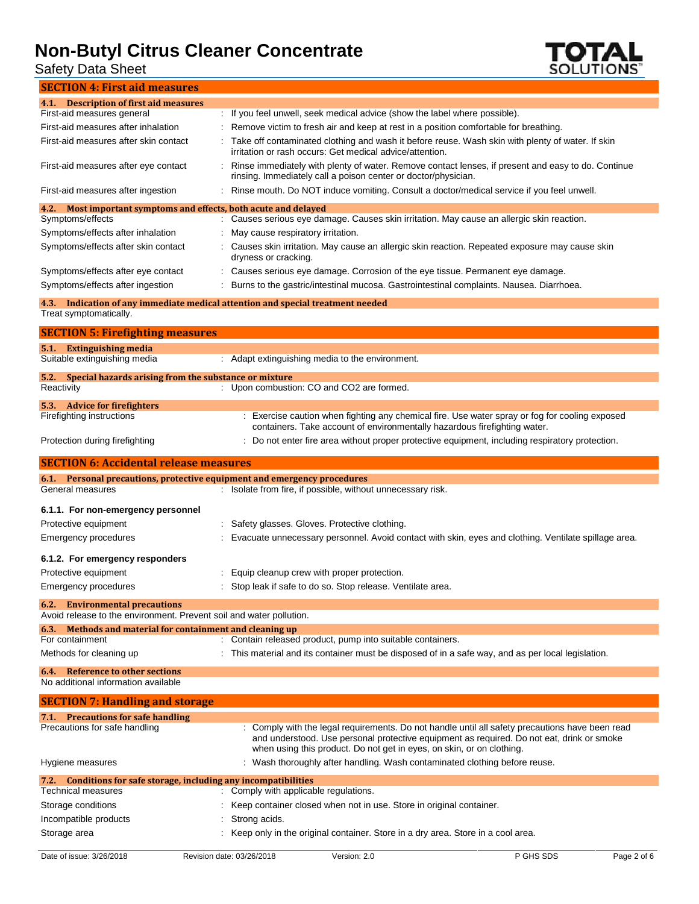## SECTION 4: First aid measures

### 4.1. Description of first aid measures

| | |
|---|---|
| First-aid measures general | : If you feel unwell, seek medical advice (show the label where possible). |
| First-aid measures after inhalation | : Remove victim to fresh air and keep at rest in a position comfortable for breathing. |
| First-aid measures after skin contact | : Take off contaminated clothing and wash it before reuse. Wash skin with plenty of water. If skin irritation or rash occurs: Get medical advice/attention. |
| First-aid measures after eye contact | : Rinse immediately with plenty of water. Remove contact lenses, if present and easy to do. Continue rinsing. Immediately call a poison center or doctor/physician. |
| First-aid measures after ingestion | : Rinse mouth. Do NOT induce vomiting. Consult a doctor/medical service if you feel unwell. |

### 4.2. Most important symptoms and effects, both acute and delayed

| | |
|---|---|
| Symptoms/effects | : Causes serious eye damage. Causes skin irritation. May cause an allergic skin reaction. |
| Symptoms/effects after inhalation | : May cause respiratory irritation. |
| Symptoms/effects after skin contact | : Causes skin irritation. May cause an allergic skin reaction. Repeated exposure may cause skin dryness or cracking. |
| Symptoms/effects after eye contact | : Causes serious eye damage. Corrosion of the eye tissue. Permanent eye damage. |
| Symptoms/effects after ingestion | : Burns to the gastric/intestinal mucosa. Gastrointestinal complaints. Nausea. Diarrhoea. |

### 4.3. Indication of any immediate medical attention and special treatment needed

Treat symptomatically.

## SECTION 5: Firefighting measures

### 5.1. Extinguishing media

| | |
|---|---|
| Suitable extinguishing media | : Adapt extinguishing media to the environment. |

### 5.2. Special hazards arising from the substance or mixture

| | |
|---|---|
| Reactivity | : Upon combustion: CO and $CO_2$ are formed. |

### 5.3. Advice for firefighters

| | |
|---|---|
| Firefighting instructions | : Exercise caution when fighting any chemical fire. Use water spray or fog for cooling exposed containers. Take account of environmentally hazardous firefighting water. |
| Protection during firefighting | : Do not enter fire area without proper protective equipment, including respiratory protection. |

## SECTION 6: Accidental release measures

### 6.1. Personal precautions, protective equipment and emergency procedures

| | |
|---|---|
| General measures | : Isolate from fire, if possible, without unnecessary risk. |

#### 6.1.1. For non-emergency personnel

| | |
|---|---|
| Protective equipment | : Safety glasses. Gloves. Protective clothing. |
| Emergency procedures | : Evacuate unnecessary personnel. Avoid contact with skin, eyes and clothing. Ventilate spillage area. |

#### 6.1.2. For emergency responders

| | |
|---|---|
| Protective equipment | : Equip cleanup crew with proper protection. |
| Emergency procedures | : Stop leak if safe to do so. Stop release. Ventilate area. |

### 6.2. Environmental precautions

Avoid release to the environment. Prevent soil and water pollution.

### 6.3. Methods and material for containment and cleaning up

| | |
|---|---|
| For containment | : Contain released product, pump into suitable containers. |
| Methods for cleaning up | : This material and its container must be disposed of in a safe way, and as per local legislation. |

### 6.4. Reference to other sections

No additional information available

## SECTION 7: Handling and storage

### 7.1. Precautions for safe handling

| | |
|---|---|
| Precautions for safe handling | : Comply with the legal requirements. Do not handle until all safety precautions have been read and understood. Use personal protective equipment as required. Do not eat, drink or smoke when using this product. Do not get in eyes, on skin, or on clothing. |
| Hygiene measures | : Wash thoroughly after handling. Wash contaminated clothing before reuse. |

### 7.2. Conditions for safe storage, including any incompatibilities

| | |
|---|---|
| Technical measures | : Comply with applicable regulations. |
| Storage conditions | : Keep container closed when not in use. Store in original container. |
| Incompatible products | : Strong acids. |
| Storage area | : Keep only in the original container. Store in a dry area. Store in a cool area. |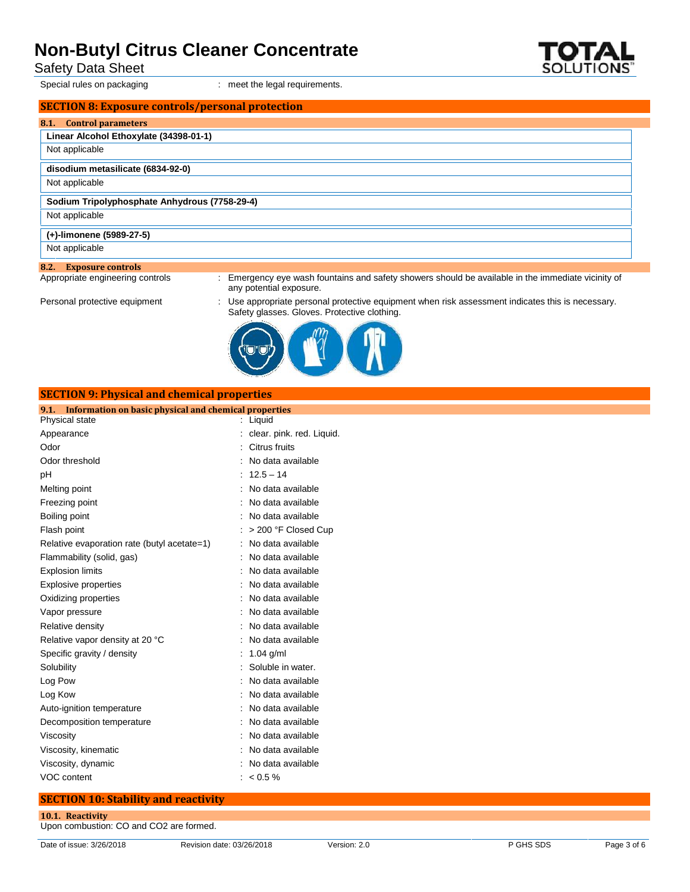Special rules on packaging : meet the legal requirements.

## SECTION 8: Exposure controls/personal protection

### 8.1. Control parameters

| Linear Alcohol Ethoxylate (34398-01-1) |
|---|
| Not applicable |

| disodium metasilicate (6834-92-0) |
|---|
| Not applicable |

| Sodium Tripolyphosphate Anhydrous (7758-29-4) |
|---|
| Not applicable |

| (+)-limonene (5989-27-5) |
|---|
| Not applicable |

### 8.2. Exposure controls

Appropriate engineering controls : Emergency eye wash fountains and safety showers should be available in the immediate vicinity of any potential exposure.

Personal protective equipment : Use appropriate personal protective equipment when risk assessment indicates this is necessary. Safety glasses. Gloves. Protective clothing.

## SECTION 9: Physical and chemical properties

### 9.1. Information on basic physical and chemical properties

| Property | Value |
|---|---|
| Physical state | Liquid |
| Appearance | clear. pink. red. Liquid. |
| Odor | Citrus fruits |
| Odor threshold | No data available |
| pH | 12.5 – 14 |
| Melting point | No data available |
| Freezing point | No data available |
| Boiling point | No data available |
| Flash point | > 200 °F Closed Cup |
| Relative evaporation rate (butyl acetate=1) | No data available |
| Flammability (solid, gas) | No data available |
| Explosion limits | No data available |
| Explosive properties | No data available |
| Oxidizing properties | No data available |
| Vapor pressure | No data available |
| Relative density | No data available |
| Relative vapor density at 20 °C | No data available |
| Specific gravity / density | 1.04 g/ml |
| Solubility | Soluble in water. |
| Log Pow | No data available |
| Log Kow | No data available |
| Auto-ignition temperature | No data available |
| Decomposition temperature | No data available |
| Viscosity | No data available |
| Viscosity, kinematic | No data available |
| Viscosity, dynamic | No data available |
| VOC content | < 0.5 % |

## SECTION 10: Stability and reactivity

### 10.1. Reactivity

Upon combustion: CO and $CO_2$ are formed.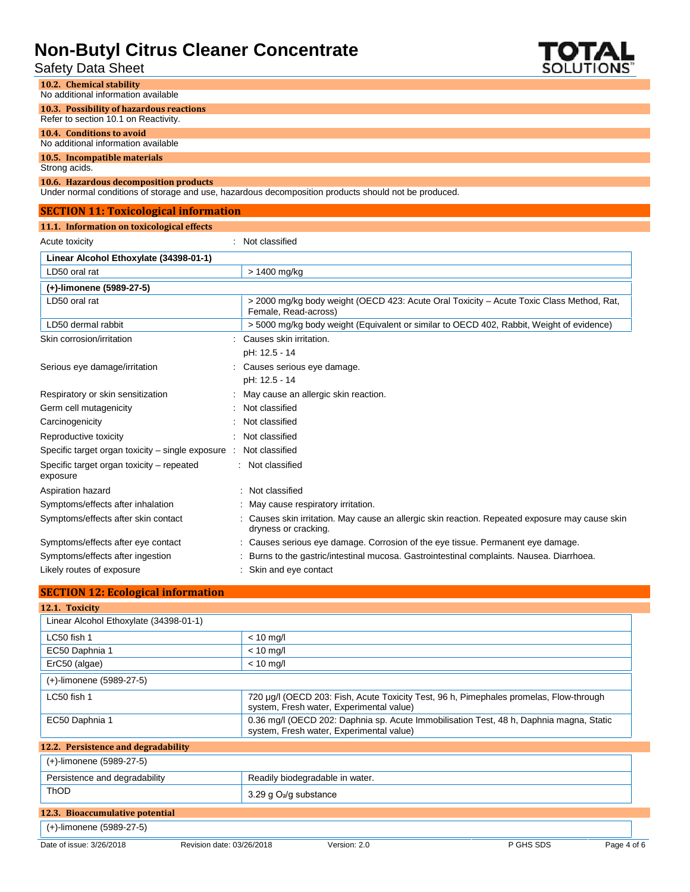### 10.2. Chemical stability

No additional information available

### 10.3. Possibility of hazardous reactions

Refer to section 10.1 on Reactivity.

### 10.4. Conditions to avoid

No additional information available

### 10.5. Incompatible materials

Strong acids.

### 10.6. Hazardous decomposition products

Under normal conditions of storage and use, hazardous decomposition products should not be produced.

## SECTION 11: Toxicological information

### 11.1. Information on toxicological effects

Acute toxicity : Not classified

| Linear Alcohol Ethoxylate (34398-01-1) | |
|---|---|
| LD50 oral rat | > 1400 mg/kg |

| (+)-limonene (5989-27-5) | |
|---|---|
| LD50 oral rat | > 2000 mg/kg body weight (OECD 423: Acute Oral Toxicity – Acute Toxic Class Method, Rat, Female, Read-across) |
| LD50 dermal rabbit | > 5000 mg/kg body weight (Equivalent or similar to OECD 402, Rabbit, Weight of evidence) |

Skin corrosion/irritation : Causes skin irritation.
pH: 12.5 - 14

Serious eye damage/irritation : Causes serious eye damage.
pH: 12.5 - 14

Respiratory or skin sensitization : May cause an allergic skin reaction.

Germ cell mutagenicity : Not classified

Carcinogenicity : Not classified

Reproductive toxicity : Not classified

Specific target organ toxicity – single exposure : Not classified

Specific target organ toxicity – repeated exposure : Not classified

Aspiration hazard : Not classified

Symptoms/effects after inhalation : May cause respiratory irritation.

Symptoms/effects after skin contact : Causes skin irritation. May cause an allergic skin reaction. Repeated exposure may cause skin dryness or cracking.

Symptoms/effects after eye contact : Causes serious eye damage. Corrosion of the eye tissue. Permanent eye damage.

Symptoms/effects after ingestion : Burns to the gastric/intestinal mucosa. Gastrointestinal complaints. Nausea. Diarrhoea.

Likely routes of exposure : Skin and eye contact

## SECTION 12: Ecological information

### 12.1. Toxicity

| Linear Alcohol Ethoxylate (34398-01-1) | |
|---|---|
| LC50 fish 1 | < 10 mg/l |
| EC50 Daphnia 1 | < 10 mg/l |
| ErC50 (algae) | < 10 mg/l |

| (+)-limonene (5989-27-5) | |
|---|---|
| LC50 fish 1 | 720 µg/l (OECD 203: Fish, Acute Toxicity Test, 96 h, Pimephales promelas, Flow-through system, Fresh water, Experimental value) |
| EC50 Daphnia 1 | 0.36 mg/l (OECD 202: Daphnia sp. Acute Immobilisation Test, 48 h, Daphnia magna, Static system, Fresh water, Experimental value) |

### 12.2. Persistence and degradability

| (+)-limonene (5989-27-5) | |
|---|---|
| Persistence and degradability | Readily biodegradable in water. |
| ThOD | 3.29 g $O_2$/g substance |

### 12.3. Bioaccumulative potential

| (+)-limonene (5989-27-5) |
|---|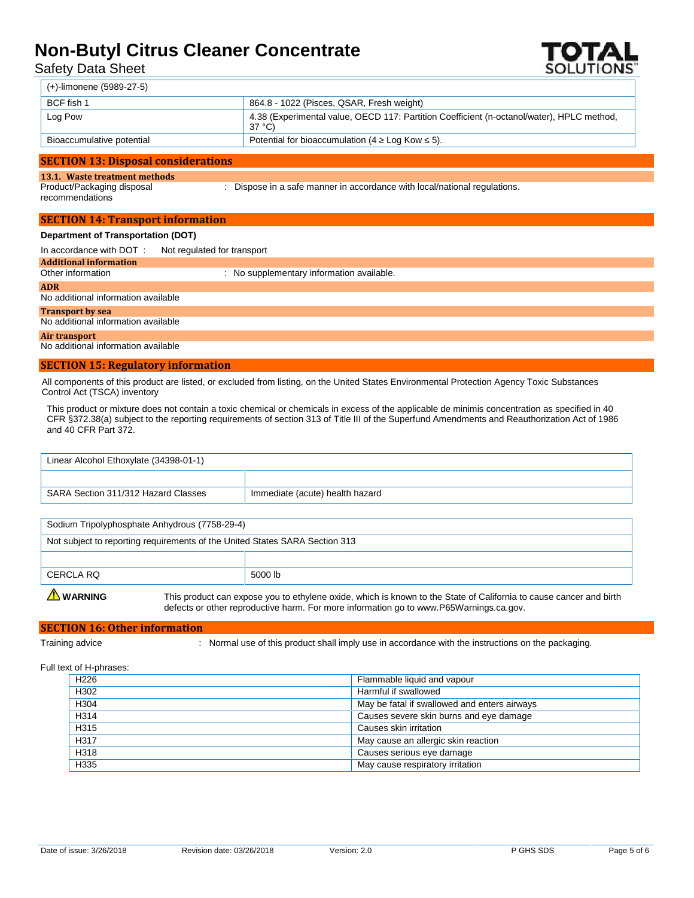| (+)-limonene (5989-27-5) | |
|---|---|
| BCF fish 1 | 864.8 - 1022 (Pisces, QSAR, Fresh weight) |
| Log Pow | 4.38 (Experimental value, OECD 117: Partition Coefficient (n-octanol/water), HPLC method, 37 °C) |
| Bioaccumulative potential | Potential for bioaccumulation (4 ≥ Log Kow ≤ 5). |

## SECTION 13: Disposal considerations

### 13.1. Waste treatment methods

Product/Packaging disposal recommendations : Dispose in a safe manner in accordance with local/national regulations.

## SECTION 14: Transport information

**Department of Transportation (DOT)**

In accordance with DOT : Not regulated for transport

### Additional information

Other information : No supplementary information available.

### ADR

No additional information available

### Transport by sea

No additional information available

### Air transport

No additional information available

## SECTION 15: Regulatory information

All components of this product are listed, or excluded from listing, on the United States Environmental Protection Agency Toxic Substances Control Act (TSCA) inventory

This product or mixture does not contain a toxic chemical or chemicals in excess of the applicable de minimis concentration as specified in 40 CFR §372.38(a) subject to the reporting requirements of section 313 of Title III of the Superfund Amendments and Reauthorization Act of 1986 and 40 CFR Part 372.

| Linear Alcohol Ethoxylate (34398-01-1) | |
|---|---|
| | |
| SARA Section 311/312 Hazard Classes | Immediate (acute) health hazard |

| Sodium Tripolyphosphate Anhydrous (7758-29-4) | |
|---|---|
| Not subject to reporting requirements of the United States SARA Section 313 | |
| | |
| CERCLA RQ | 5000 lb |

⚠ **WARNING** This product can expose you to ethylene oxide, which is known to the State of California to cause cancer and birth defects or other reproductive harm. For more information go to www.P65Warnings.ca.gov.

## SECTION 16: Other information

Training advice : Normal use of this product shall imply use in accordance with the instructions on the packaging.

Full text of H-phrases:

| | |
|---|---|
| H226 | Flammable liquid and vapour |
| H302 | Harmful if swallowed |
| H304 | May be fatal if swallowed and enters airways |
| H314 | Causes severe skin burns and eye damage |
| H315 | Causes skin irritation |
| H317 | May cause an allergic skin reaction |
| H318 | Causes serious eye damage |
| H335 | May cause respiratory irritation |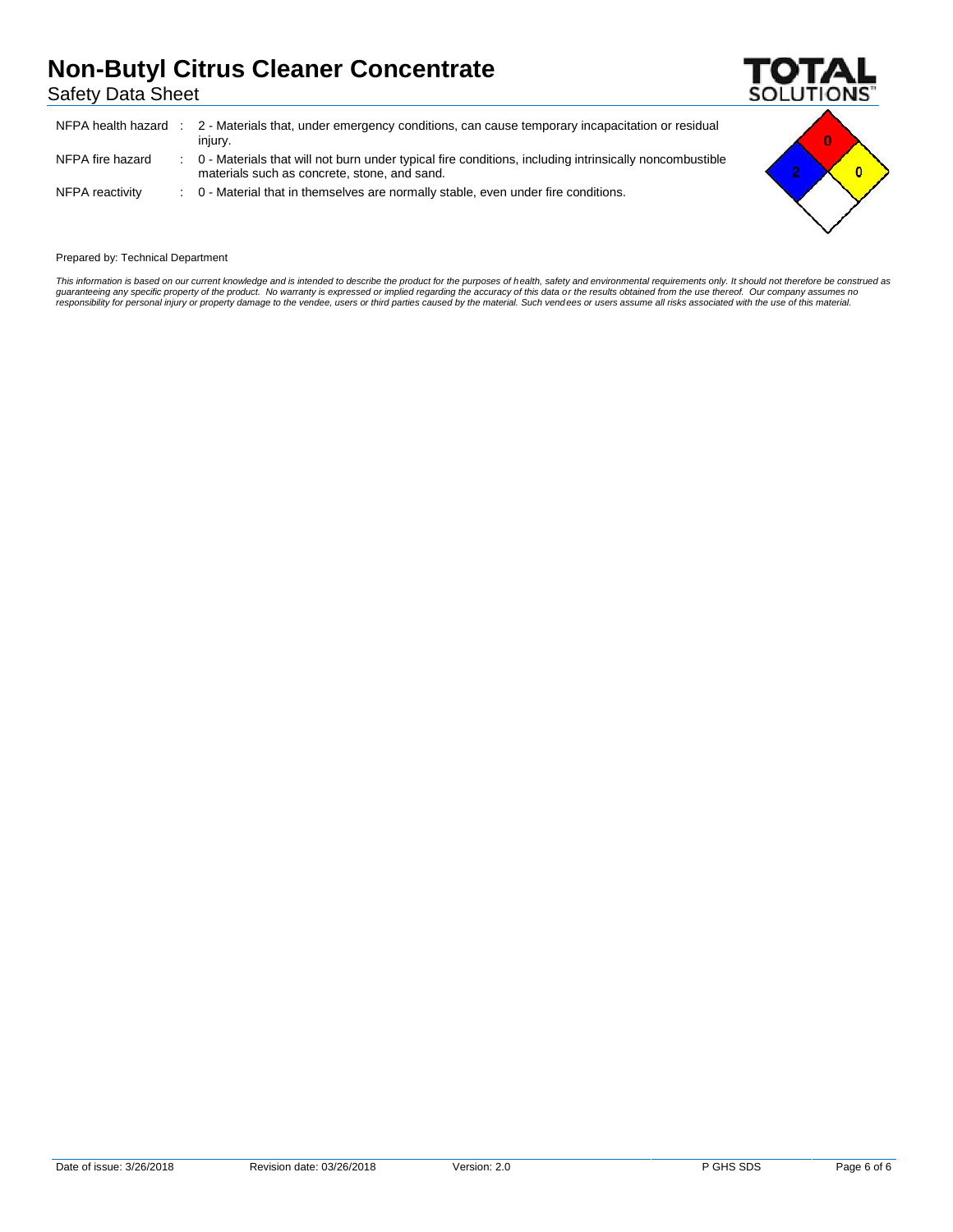NFPA health hazard : 2 - Materials that, under emergency conditions, can cause temporary incapacitation or residual injury.

NFPA fire hazard : 0 - Materials that will not burn under typical fire conditions, including intrinsically noncombustible materials such as concrete, stone, and sand.

NFPA reactivity : 0 - Material that in themselves are normally stable, even under fire conditions.

Prepared by: Technical Department

*This information is based on our current knowledge and is intended to describe the product for the purposes of health, safety and environmental requirements only. It should not therefore be construed as guaranteeing any specific property of the product. No warranty is expressed or implied regarding the accuracy of this data or the results obtained from the use thereof. Our company assumes no responsibility for personal injury or property damage to the vendee, users or third parties caused by the material. Such vendees or users assume all risks associated with the use of this material.*